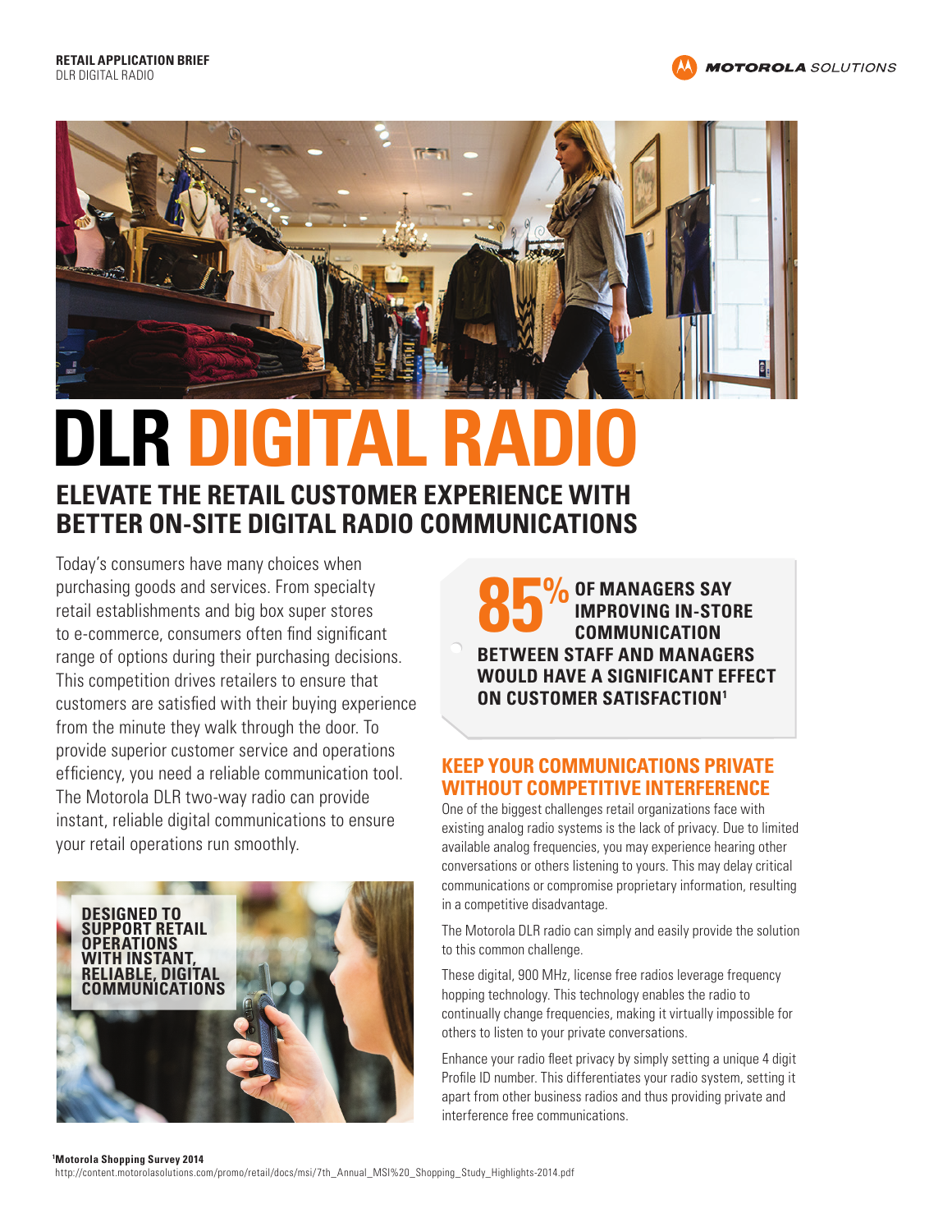RETAIL APPLICATION BRIEF
DLR DIGITAL RADIO

# DLR DIGITAL RADIO

## ELEVATE THE RETAIL CUSTOMER EXPERIENCE WITH BETTER ON-SITE DIGITAL RADIO COMMUNICATIONS

Today's consumers have many choices when purchasing goods and services. From specialty retail establishments and big box super stores to e-commerce, consumers often find significant range of options during their purchasing decisions. This competition drives retailers to ensure that customers are satisfied with their buying experience from the minute they walk through the door. To provide superior customer service and operations efficiency, you need a reliable communication tool. The Motorola DLR two-way radio can provide instant, reliable digital communications to ensure your retail operations run smoothly.

**DESIGNED TO SUPPORT RETAIL OPERATIONS WITH INSTANT, RELIABLE, DIGITAL COMMUNICATIONS**

**85% OF MANAGERS SAY IMPROVING IN-STORE COMMUNICATION BETWEEN STAFF AND MANAGERS WOULD HAVE A SIGNIFICANT EFFECT ON CUSTOMER SATISFACTION[1]**

### KEEP YOUR COMMUNICATIONS PRIVATE WITHOUT COMPETITIVE INTERFERENCE

One of the biggest challenges retail organizations face with existing analog radio systems is the lack of privacy. Due to limited available analog frequencies, you may experience hearing other conversations or others listening to yours. This may delay critical communications or compromise proprietary information, resulting in a competitive disadvantage.

The Motorola DLR radio can simply and easily provide the solution to this common challenge.

These digital, 900 MHz, license free radios leverage frequency hopping technology. This technology enables the radio to continually change frequencies, making it virtually impossible for others to listen to your private conversations.

Enhance your radio fleet privacy by simply setting a unique 4 digit Profile ID number. This differentiates your radio system, setting it apart from other business radios and thus providing private and interference free communications.

[1]**Motorola Shopping Survey 2014**
http://content.motorolasolutions.com/promo/retail/docs/msi/7th_Annual_MSI%20_Shopping_Study_Highlights-2014.pdf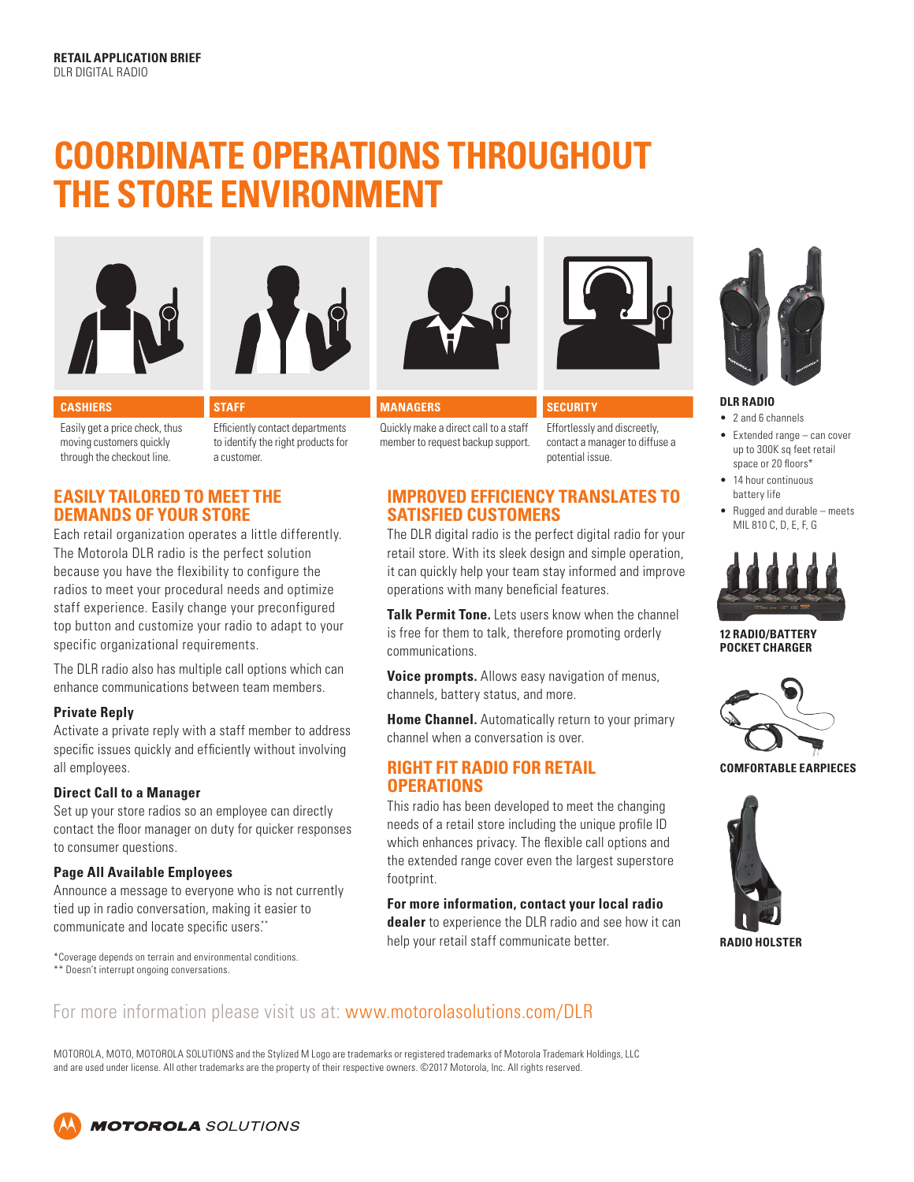**RETAIL APPLICATION BRIEF**
DLR DIGITAL RADIO

# COORDINATE OPERATIONS THROUGHOUT THE STORE ENVIRONMENT

**CASHIERS**

Easily get a price check, thus moving customers quickly through the checkout line.

**STAFF**

Efficiently contact departments to identify the right products for a customer.

**MANAGERS**

Quickly make a direct call to a staff member to request backup support.

**SECURITY**

Effortlessly and discreetly, contact a manager to diffuse a potential issue.

## EASILY TAILORED TO MEET THE DEMANDS OF YOUR STORE

Each retail organization operates a little differently. The Motorola DLR radio is the perfect solution because you have the flexibility to configure the radios to meet your procedural needs and optimize staff experience. Easily change your preconfigured top button and customize your radio to adapt to your specific organizational requirements.

The DLR radio also has multiple call options which can enhance communications between team members.

### Private Reply

Activate a private reply with a staff member to address specific issues quickly and efficiently without involving all employees.

### Direct Call to a Manager

Set up your store radios so an employee can directly contact the floor manager on duty for quicker responses to consumer questions.

### Page All Available Employees

Announce a message to everyone who is not currently tied up in radio conversation, making it easier to communicate and locate specific users.**

*Coverage depends on terrain and environmental conditions.
** Doesn't interrupt ongoing conversations.

## IMPROVED EFFICIENCY TRANSLATES TO SATISFIED CUSTOMERS

The DLR digital radio is the perfect digital radio for your retail store. With its sleek design and simple operation, it can quickly help your team stay informed and improve operations with many beneficial features.

**Talk Permit Tone.** Lets users know when the channel is free for them to talk, therefore promoting orderly communications.

**Voice prompts.** Allows easy navigation of menus, channels, battery status, and more.

**Home Channel.** Automatically return to your primary channel when a conversation is over.

## RIGHT FIT RADIO FOR RETAIL OPERATIONS

This radio has been developed to meet the changing needs of a retail store including the unique profile ID which enhances privacy. The flexible call options and the extended range cover even the largest superstore footprint.

**For more information, contact your local radio dealer** to experience the DLR radio and see how it can help your retail staff communicate better.

**DLR RADIO**

- 2 and 6 channels
- Extended range – can cover up to 300K sq feet retail space or 20 floors*
- 14 hour continuous battery life
- Rugged and durable – meets MIL 810 C, D, E, F, G

**12 RADIO/BATTERY POCKET CHARGER**

**COMFORTABLE EARPIECES**

**RADIO HOLSTER**

For more information please visit us at: www.motorolasolutions.com/DLR

MOTOROLA, MOTO, MOTOROLA SOLUTIONS and the Stylized M Logo are trademarks or registered trademarks of Motorola Trademark Holdings, LLC and are used under license. All other trademarks are the property of their respective owners. ©2017 Motorola, Inc. All rights reserved.

MOTOROLA SOLUTIONS